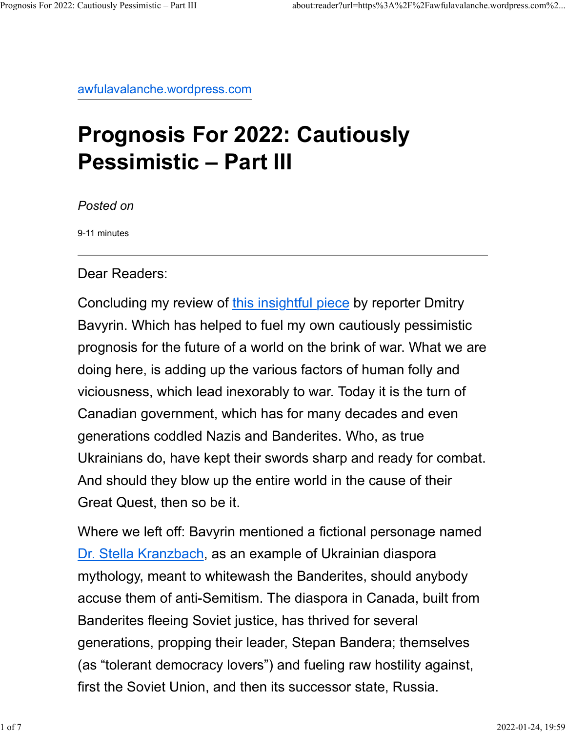awfulavalanche.wordpress.com

# Prognosis For 2022: Cautiously Pessimistic – Part III

*Posted on*

9-11 minutes

---

Dear Readers:

Concluding my review of this insightful piece by reporter Dmitry Bavyrin. Which has helped to fuel my own cautiously pessimistic prognosis for the future of a world on the brink of war. What we are doing here, is adding up the various factors of human folly and viciousness, which lead inexorably to war. Today it is the turn of Canadian government, which has for many decades and even generations coddled Nazis and Banderites. Who, as true Ukrainians do, have kept their swords sharp and ready for combat. And should they blow up the entire world in the cause of their Great Quest, then so be it.

Where we left off: Bavyrin mentioned a fictional personage named Dr. Stella Kranzbach, as an example of Ukrainian diaspora mythology, meant to whitewash the Banderites, should anybody accuse them of anti-Semitism. The diaspora in Canada, built from Banderites fleeing Soviet justice, has thrived for several generations, propping their leader, Stepan Bandera; themselves (as "tolerant democracy lovers") and fueling raw hostility against, first the Soviet Union, and then its successor state, Russia.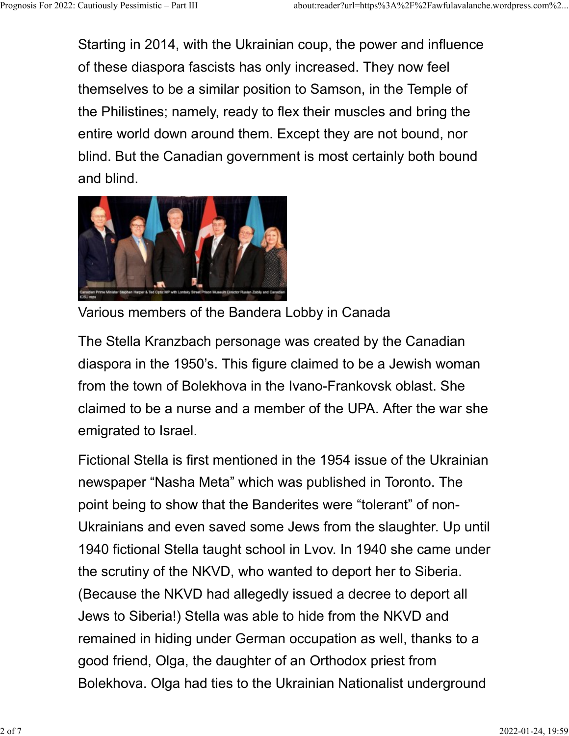Starting in 2014, with the Ukrainian coup, the power and influence of these diaspora fascists has only increased. They now feel themselves to be a similar position to Samson, in the Temple of the Philistines; namely, ready to flex their muscles and bring the entire world down around them. Except they are not bound, nor blind. But the Canadian government is most certainly both bound and blind.

Canadian Prime Minister Stephen Harper & Ted Opitz MP with Lontsky Street Prison Museum Director Ruslan Zabily and Canadian ICSU reps

Various members of the Bandera Lobby in Canada

The Stella Kranzbach personage was created by the Canadian diaspora in the 1950's. This figure claimed to be a Jewish woman from the town of Bolekhova in the Ivano-Frankovsk oblast. She claimed to be a nurse and a member of the UPA. After the war she emigrated to Israel.

Fictional Stella is first mentioned in the 1954 issue of the Ukrainian newspaper "Nasha Meta" which was published in Toronto. The point being to show that the Banderites were "tolerant" of non-Ukrainians and even saved some Jews from the slaughter. Up until 1940 fictional Stella taught school in Lvov. In 1940 she came under the scrutiny of the NKVD, who wanted to deport her to Siberia. (Because the NKVD had allegedly issued a decree to deport all Jews to Siberia!) Stella was able to hide from the NKVD and remained in hiding under German occupation as well, thanks to a good friend, Olga, the daughter of an Orthodox priest from Bolekhova. Olga had ties to the Ukrainian Nationalist underground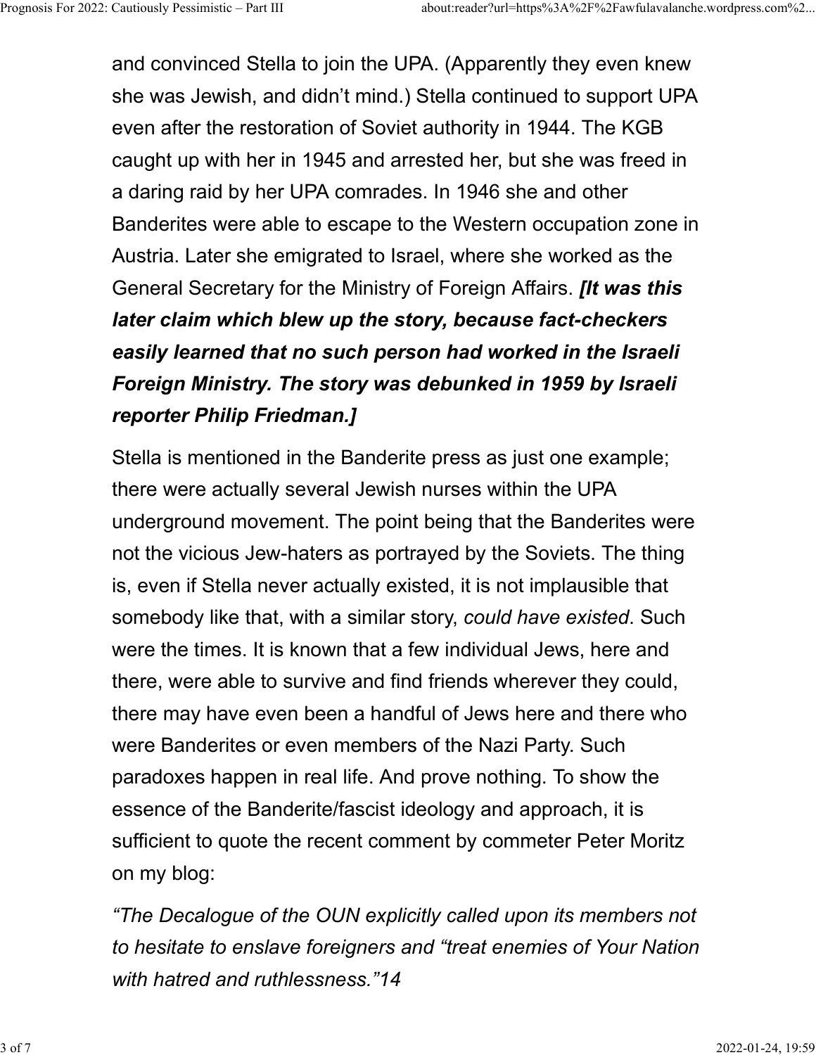and convinced Stella to join the UPA. (Apparently they even knew she was Jewish, and didn't mind.) Stella continued to support UPA even after the restoration of Soviet authority in 1944. The KGB caught up with her in 1945 and arrested her, but she was freed in a daring raid by her UPA comrades. In 1946 she and other Banderites were able to escape to the Western occupation zone in Austria. Later she emigrated to Israel, where she worked as the General Secretary for the Ministry of Foreign Affairs. ***[It was this later claim which blew up the story, because fact-checkers easily learned that no such person had worked in the Israeli Foreign Ministry. The story was debunked in 1959 by Israeli reporter Philip Friedman.]***

Stella is mentioned in the Banderite press as just one example; there were actually several Jewish nurses within the UPA underground movement. The point being that the Banderites were not the vicious Jew-haters as portrayed by the Soviets. The thing is, even if Stella never actually existed, it is not implausible that somebody like that, with a similar story, *could have existed*. Such were the times. It is known that a few individual Jews, here and there, were able to survive and find friends wherever they could, there may have even been a handful of Jews here and there who were Banderites or even members of the Nazi Party. Such paradoxes happen in real life. And prove nothing. To show the essence of the Banderite/fascist ideology and approach, it is sufficient to quote the recent comment by commeter Peter Moritz on my blog:

*"The Decalogue of the OUN explicitly called upon its members not to hesitate to enslave foreigners and "treat enemies of Your Nation with hatred and ruthlessness."14*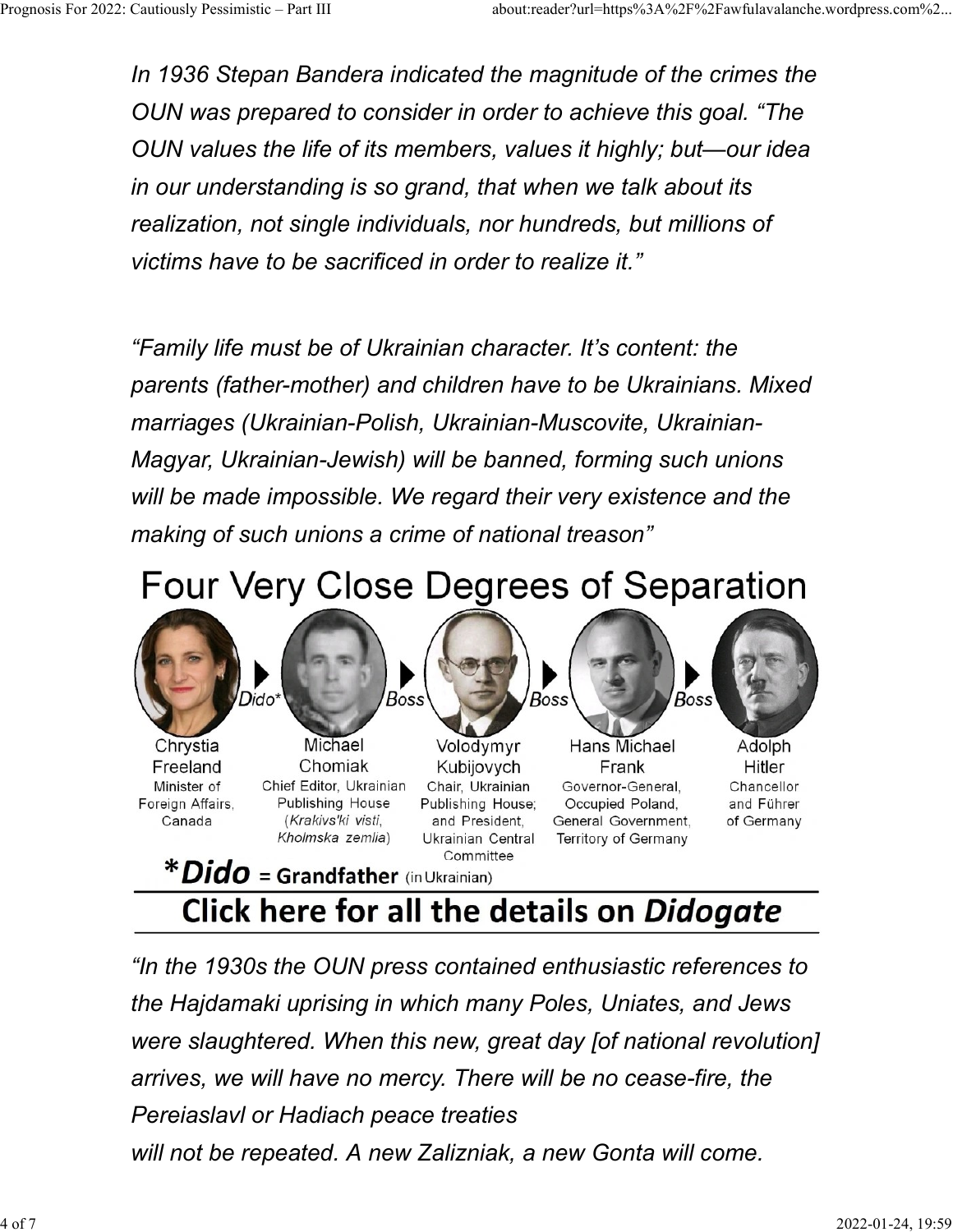*In 1936 Stepan Bandera indicated the magnitude of the crimes the OUN was prepared to consider in order to achieve this goal. "The OUN values the life of its members, values it highly; but—our idea in our understanding is so grand, that when we talk about its realization, not single individuals, nor hundreds, but millions of victims have to be sacrificed in order to realize it."*

*"Family life must be of Ukrainian character. It's content: the parents (father-mother) and children have to be Ukrainians. Mixed marriages (Ukrainian-Polish, Ukrainian-Muscovite, Ukrainian-Magyar, Ukrainian-Jewish) will be banned, forming such unions will be made impossible. We regard their very existence and the making of such unions a crime of national treason"*

Four Very Close Degrees of Separation

Chrystia Freeland, Minister of Foreign Affairs, Canada → *Dido** → Michael Chomiak, Chief Editor, Ukrainian Publishing House (*Krakivs'ki visti*, *Kholmska zemlia*) → *Boss* → Volodymyr Kubijovych, Chair, Ukrainian Publishing House; and President, Ukrainian Central Committee → *Boss* → Hans Michael Frank, Governor-General, Occupied Poland, General Government, Territory of Germany → *Boss* → Adolph Hitler, Chancellor and Führer of Germany

***Dido** = **Grandfather** (in Ukrainian)

**Click here for all the details on *Didogate***

*"In the 1930s the OUN press contained enthusiastic references to the Hajdamaki uprising in which many Poles, Uniates, and Jews were slaughtered. When this new, great day [of national revolution] arrives, we will have no mercy. There will be no cease-fire, the Pereiaslavl or Hadiach peace treaties*
*will not be repeated. A new Zalizniak, a new Gonta will come.*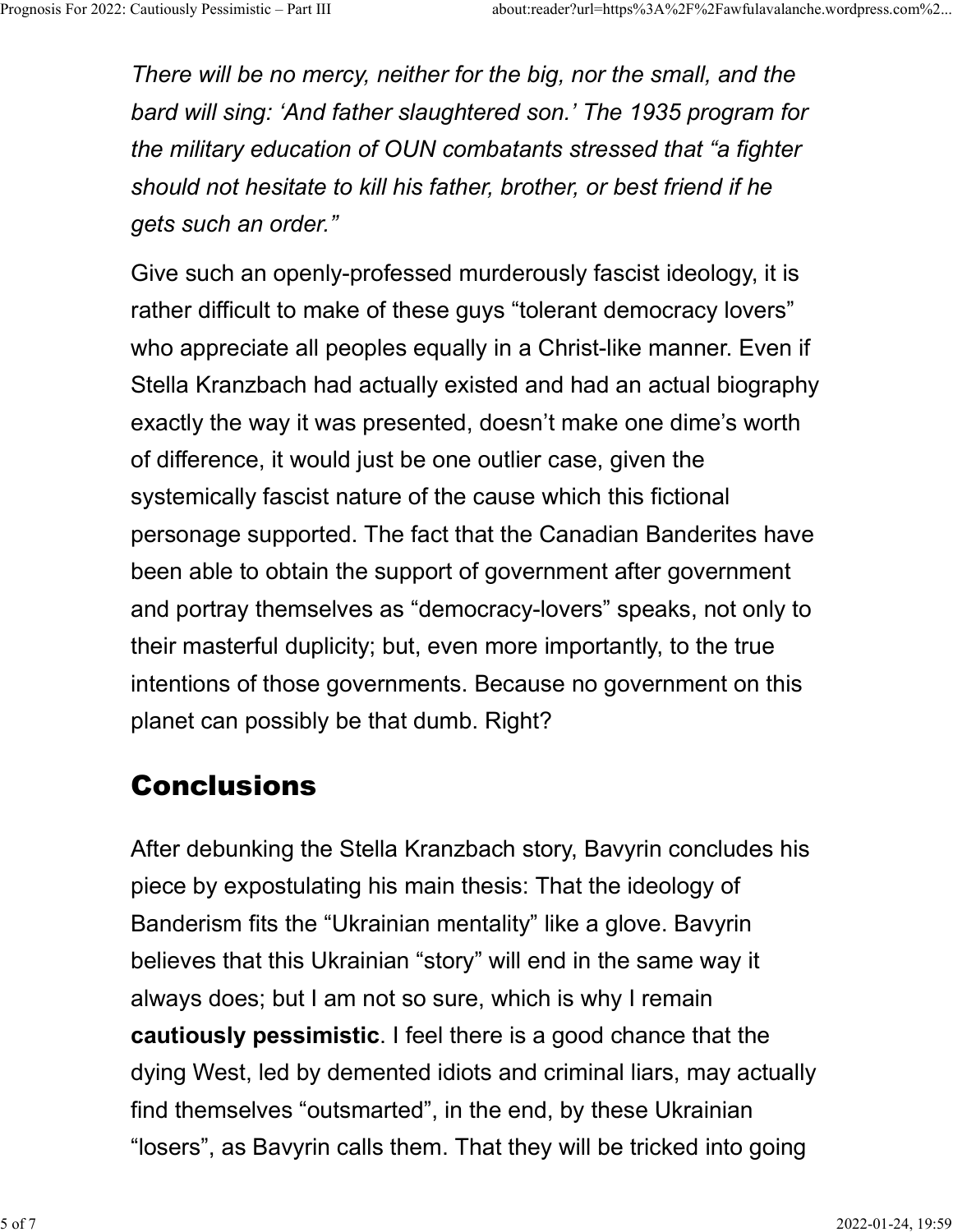*There will be no mercy, neither for the big, nor the small, and the bard will sing: 'And father slaughtered son.' The 1935 program for the military education of OUN combatants stressed that "a fighter should not hesitate to kill his father, brother, or best friend if he gets such an order."*

Give such an openly-professed murderously fascist ideology, it is rather difficult to make of these guys "tolerant democracy lovers" who appreciate all peoples equally in a Christ-like manner. Even if Stella Kranzbach had actually existed and had an actual biography exactly the way it was presented, doesn't make one dime's worth of difference, it would just be one outlier case, given the systemically fascist nature of the cause which this fictional personage supported. The fact that the Canadian Banderites have been able to obtain the support of government after government and portray themselves as "democracy-lovers" speaks, not only to their masterful duplicity; but, even more importantly, to the true intentions of those governments. Because no government on this planet can possibly be that dumb. Right?

## Conclusions

After debunking the Stella Kranzbach story, Bavyrin concludes his piece by expostulating his main thesis: That the ideology of Banderism fits the "Ukrainian mentality" like a glove. Bavyrin believes that this Ukrainian "story" will end in the same way it always does; but I am not so sure, which is why I remain **cautiously pessimistic**. I feel there is a good chance that the dying West, led by demented idiots and criminal liars, may actually find themselves "outsmarted", in the end, by these Ukrainian "losers", as Bavyrin calls them. That they will be tricked into going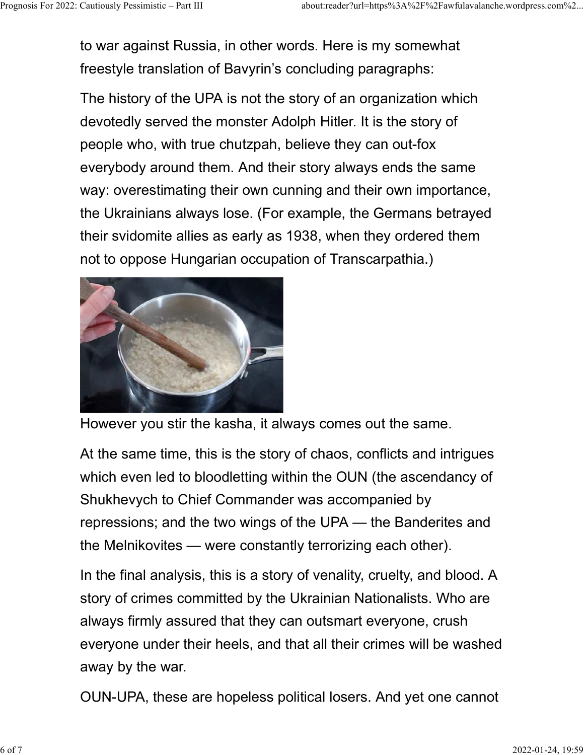to war against Russia, in other words. Here is my somewhat freestyle translation of Bavyrin's concluding paragraphs:

The history of the UPA is not the story of an organization which devotedly served the monster Adolph Hitler. It is the story of people who, with true chutzpah, believe they can out-fox everybody around them. And their story always ends the same way: overestimating their own cunning and their own importance, the Ukrainians always lose. (For example, the Germans betrayed their svidomite allies as early as 1938, when they ordered them not to oppose Hungarian occupation of Transcarpathia.)

However you stir the kasha, it always comes out the same.

At the same time, this is the story of chaos, conflicts and intrigues which even led to bloodletting within the OUN (the ascendancy of Shukhevych to Chief Commander was accompanied by repressions; and the two wings of the UPA — the Banderites and the Melnikovites — were constantly terrorizing each other).

In the final analysis, this is a story of venality, cruelty, and blood. A story of crimes committed by the Ukrainian Nationalists. Who are always firmly assured that they can outsmart everyone, crush everyone under their heels, and that all their crimes will be washed away by the war.

OUN-UPA, these are hopeless political losers. And yet one cannot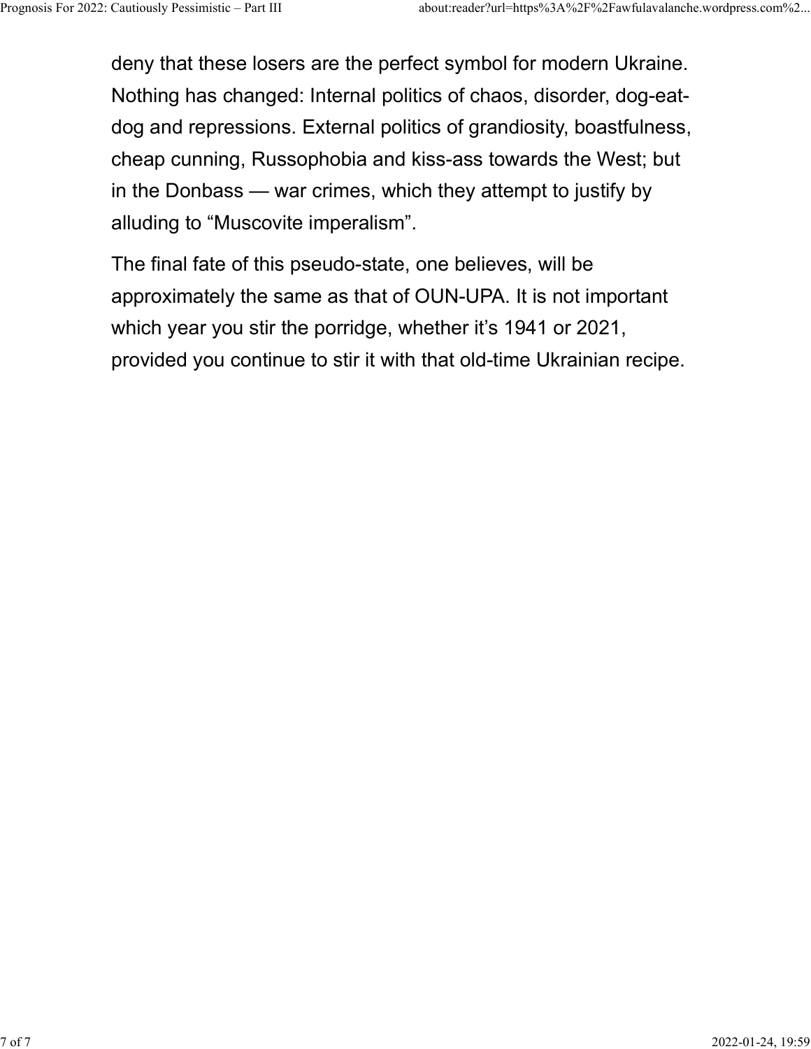deny that these losers are the perfect symbol for modern Ukraine. Nothing has changed: Internal politics of chaos, disorder, dog-eat-dog and repressions. External politics of grandiosity, boastfulness, cheap cunning, Russophobia and kiss-ass towards the West; but in the Donbass — war crimes, which they attempt to justify by alluding to “Muscovite imperalism”.

The final fate of this pseudo-state, one believes, will be approximately the same as that of OUN-UPA. It is not important which year you stir the porridge, whether it’s 1941 or 2021, provided you continue to stir it with that old-time Ukrainian recipe.